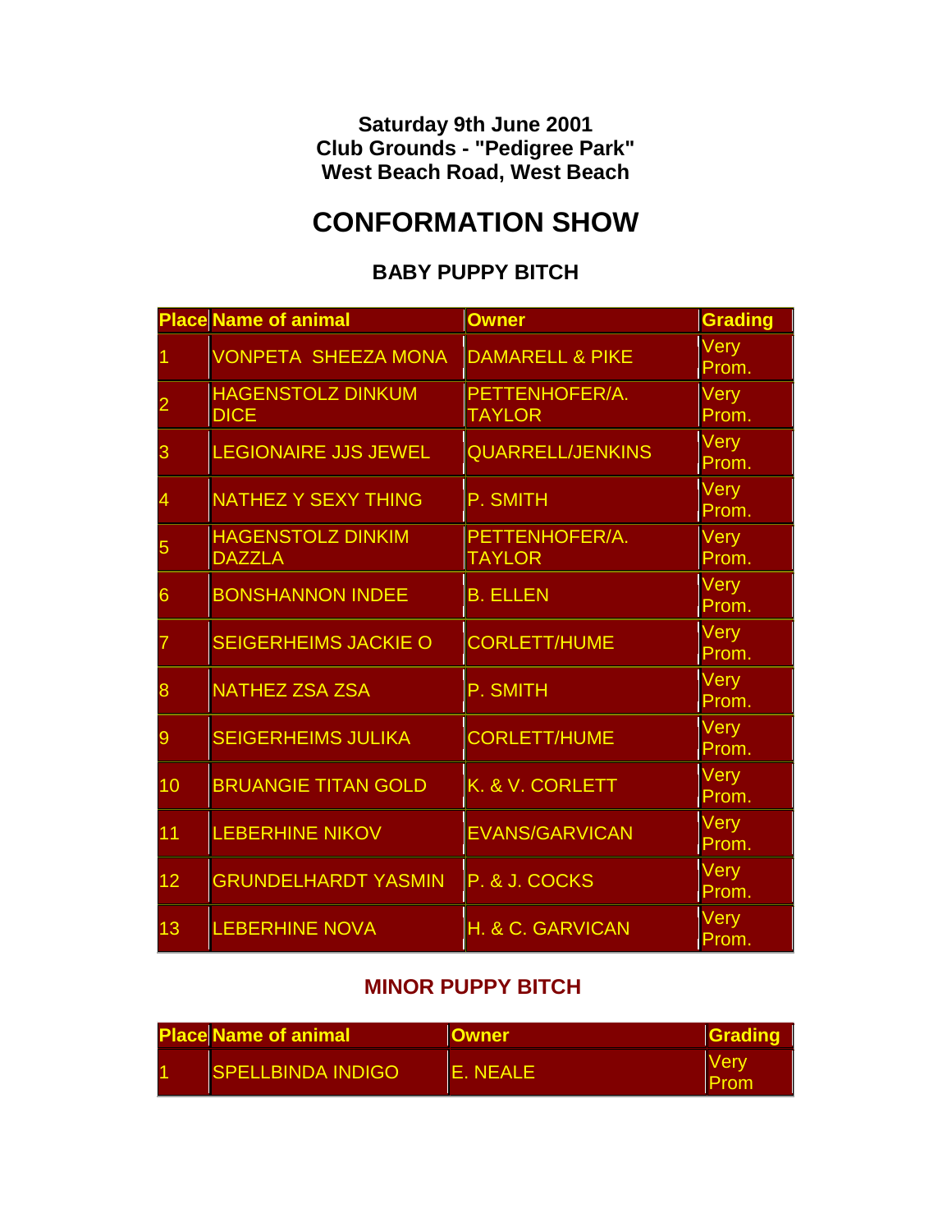**Saturday 9th June 2001**
**Club Grounds - "Pedigree Park"**
**West Beach Road, West Beach**

# CONFORMATION SHOW

### BABY PUPPY BITCH

| Place | Name of animal | Owner | Grading |
|---|---|---|---|
| 1 | VONPETA SHEEZA MONA | DAMARELL & PIKE | Very Prom. |
| 2 | HAGENSTOLZ DINKUM DICE | PETTENHOFER/A. TAYLOR | Very Prom. |
| 3 | LEGIONAIRE JJS JEWEL | QUARRELL/JENKINS | Very Prom. |
| 4 | NATHEZ Y SEXY THING | P. SMITH | Very Prom. |
| 5 | HAGENSTOLZ DINKIM DAZZLA | PETTENHOFER/A. TAYLOR | Very Prom. |
| 6 | BONSHANNON INDEE | B. ELLEN | Very Prom. |
| 7 | SEIGERHEIMS JACKIE O | CORLETT/HUME | Very Prom. |
| 8 | NATHEZ ZSA ZSA | P. SMITH | Very Prom. |
| 9 | SEIGERHEIMS JULIKA | CORLETT/HUME | Very Prom. |
| 10 | BRUANGIE TITAN GOLD | K. & V. CORLETT | Very Prom. |
| 11 | LEBERHINE NIKOV | EVANS/GARVICAN | Very Prom. |
| 12 | GRUNDELHARDT YASMIN | P. & J. COCKS | Very Prom. |
| 13 | LEBERHINE NOVA | H. & C. GARVICAN | Very Prom. |

### MINOR PUPPY BITCH

| Place | Name of animal | Owner | Grading |
|---|---|---|---|
| 1 | SPELLBINDA INDIGO | E. NEALE | Very Prom |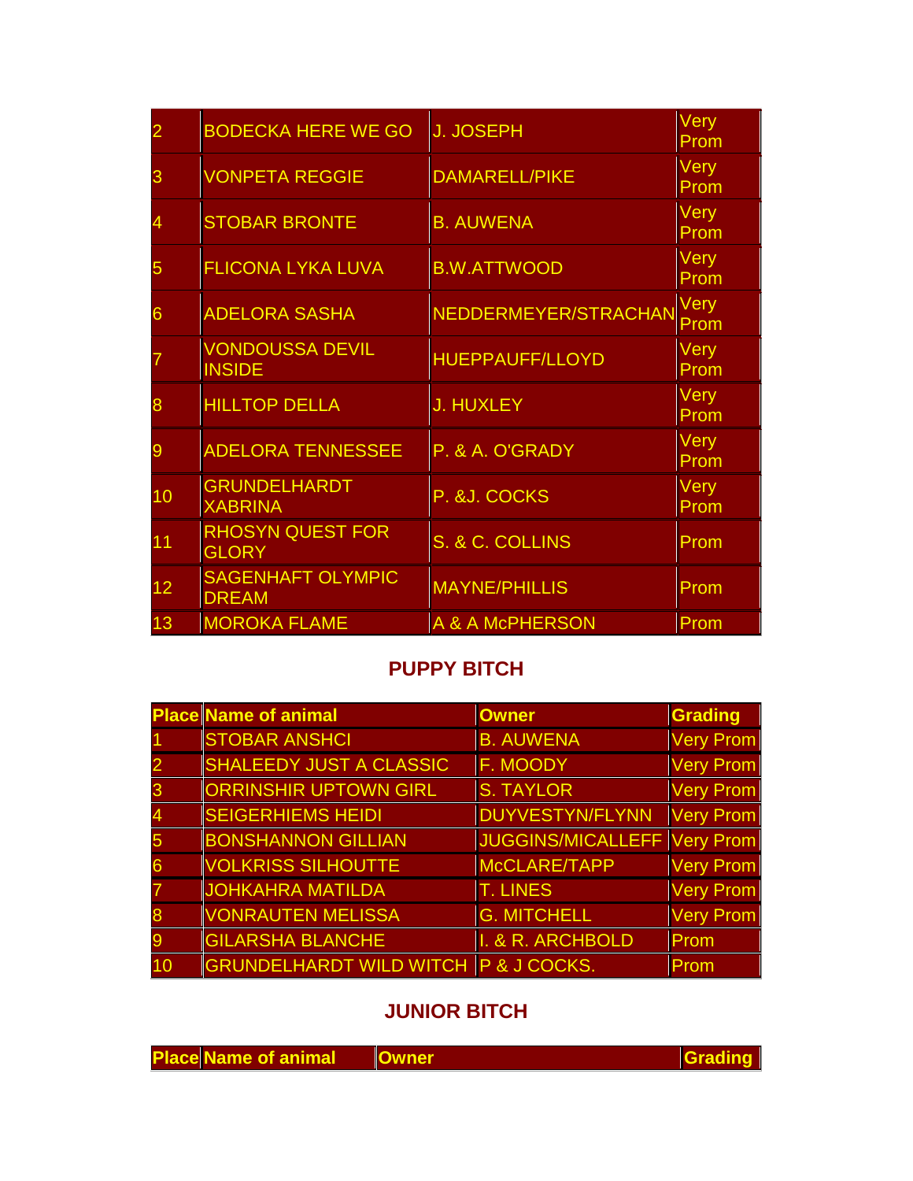| | | | |
|---|---|---|---|
| 2 | BODECKA HERE WE GO | J. JOSEPH | Very Prom |
| 3 | VONPETA REGGIE | DAMARELL/PIKE | Very Prom |
| 4 | STOBAR BRONTE | B. AUWENA | Very Prom |
| 5 | FLICONA LYKA LUVA | B.W.ATTWOOD | Very Prom |
| 6 | ADELORA SASHA | NEDDERMEYER/STRACHAN | Very Prom |
| 7 | VONDOUSSA DEVIL INSIDE | HUEPPAUFF/LLOYD | Very Prom |
| 8 | HILLTOP DELLA | J. HUXLEY | Very Prom |
| 9 | ADELORA TENNESSEE | P. & A. O'GRADY | Very Prom |
| 10 | GRUNDELHARDT XABRINA | P. &J. COCKS | Very Prom |
| 11 | RHOSYN QUEST FOR GLORY | S. & C. COLLINS | Prom |
| 12 | SAGENHAFT OLYMPIC DREAM | MAYNE/PHILLIS | Prom |
| 13 | MOROKA FLAME | A & A McPHERSON | Prom |

## PUPPY BITCH

| Place | Name of animal | Owner | Grading |
|---|---|---|---|
| 1 | STOBAR ANSHCI | B. AUWENA | Very Prom |
| 2 | SHALEEDY JUST A CLASSIC | F. MOODY | Very Prom |
| 3 | ORRINSHIR UPTOWN GIRL | S. TAYLOR | Very Prom |
| 4 | SEIGERHIEMS HEIDI | DUYVESTYN/FLYNN | Very Prom |
| 5 | BONSHANNON GILLIAN | JUGGINS/MICALLEFF | Very Prom |
| 6 | VOLKRISS SILHOUTTE | McCLARE/TAPP | Very Prom |
| 7 | JOHKAHRA MATILDA | T. LINES | Very Prom |
| 8 | VONRAUTEN MELISSA | G. MITCHELL | Very Prom |
| 9 | GILARSHA BLANCHE | I. & R. ARCHBOLD | Prom |
| 10 | GRUNDELHARDT WILD WITCH | P & J COCKS. | Prom |

## JUNIOR BITCH

| Place | Name of animal | Owner | Grading |
|---|---|---|---|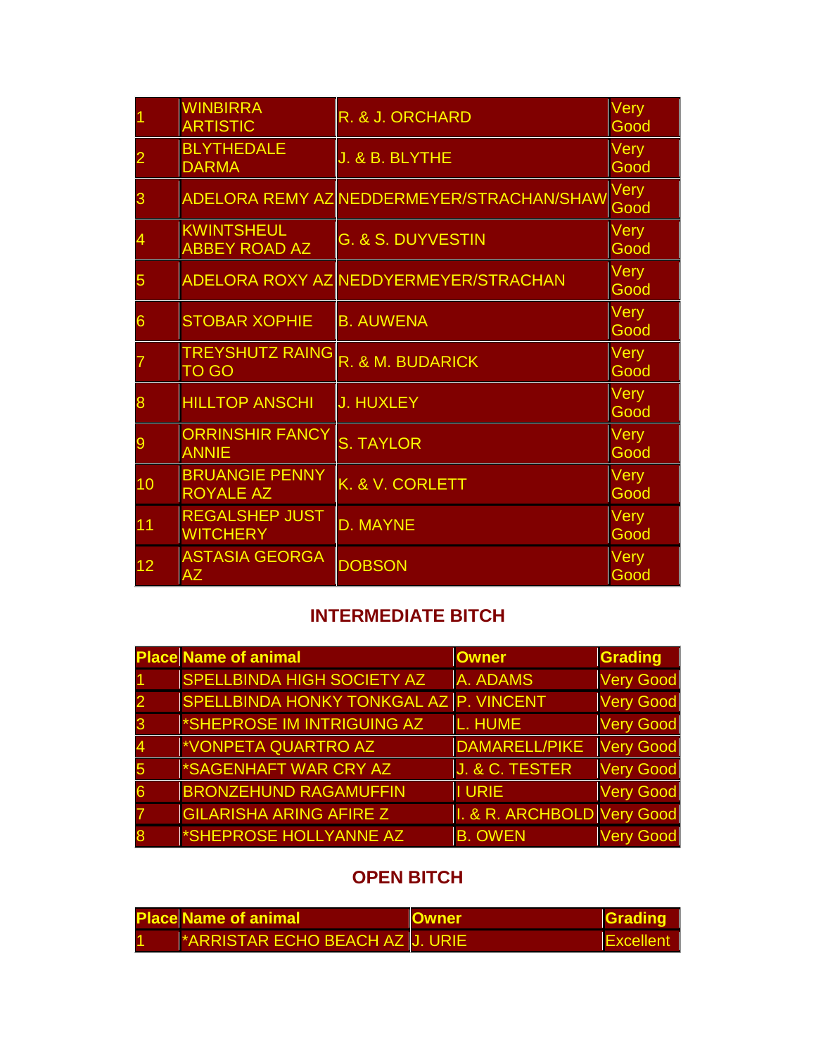| | | | |
|---|---|---|---|
| 1 | WINBIRRA ARTISTIC | R. & J. ORCHARD | Very Good |
| 2 | BLYTHEDALE DARMA | J. & B. BLYTHE | Very Good |
| 3 | ADELORA REMY AZ | NEDDERMEYER/STRACHAN/SHAW | Very Good |
| 4 | KWINTSHEUL ABBEY ROAD AZ | G. & S. DUYVESTIN | Very Good |
| 5 | ADELORA ROXY AZ | NEDDYERMEYER/STRACHAN | Very Good |
| 6 | STOBAR XOPHIE | B. AUWENA | Very Good |
| 7 | TREYSHUTZ RAING TO GO | R. & M. BUDARICK | Very Good |
| 8 | HILLTOP ANSCHI | J. HUXLEY | Very Good |
| 9 | ORRINSHIR FANCY ANNIE | S. TAYLOR | Very Good |
| 10 | BRUANGIE PENNY ROYALE AZ | K. & V. CORLETT | Very Good |
| 11 | REGALSHEP JUST WITCHERY | D. MAYNE | Very Good |
| 12 | ASTASIA GEORGA AZ | DOBSON | Very Good |

## INTERMEDIATE BITCH

| Place | Name of animal | Owner | Grading |
|---|---|---|---|
| 1 | SPELLBINDA HIGH SOCIETY AZ | A. ADAMS | Very Good |
| 2 | SPELLBINDA HONKY TONKGAL AZ | P. VINCENT | Very Good |
| 3 | *SHEPROSE IM INTRIGUING AZ | L. HUME | Very Good |
| 4 | *VONPETA QUARTRO AZ | DAMARELL/PIKE | Very Good |
| 5 | *SAGENHAFT WAR CRY AZ | J. & C. TESTER | Very Good |
| 6 | BRONZEHUND RAGAMUFFIN | I URIE | Very Good |
| 7 | GILARISHA ARING AFIRE Z | I. & R. ARCHBOLD | Very Good |
| 8 | *SHEPROSE HOLLYANNE AZ | B. OWEN | Very Good |

## OPEN BITCH

| Place | Name of animal | Owner | Grading |
|---|---|---|---|
| 1 | *ARRISTAR ECHO BEACH AZ | J. URIE | Excellent |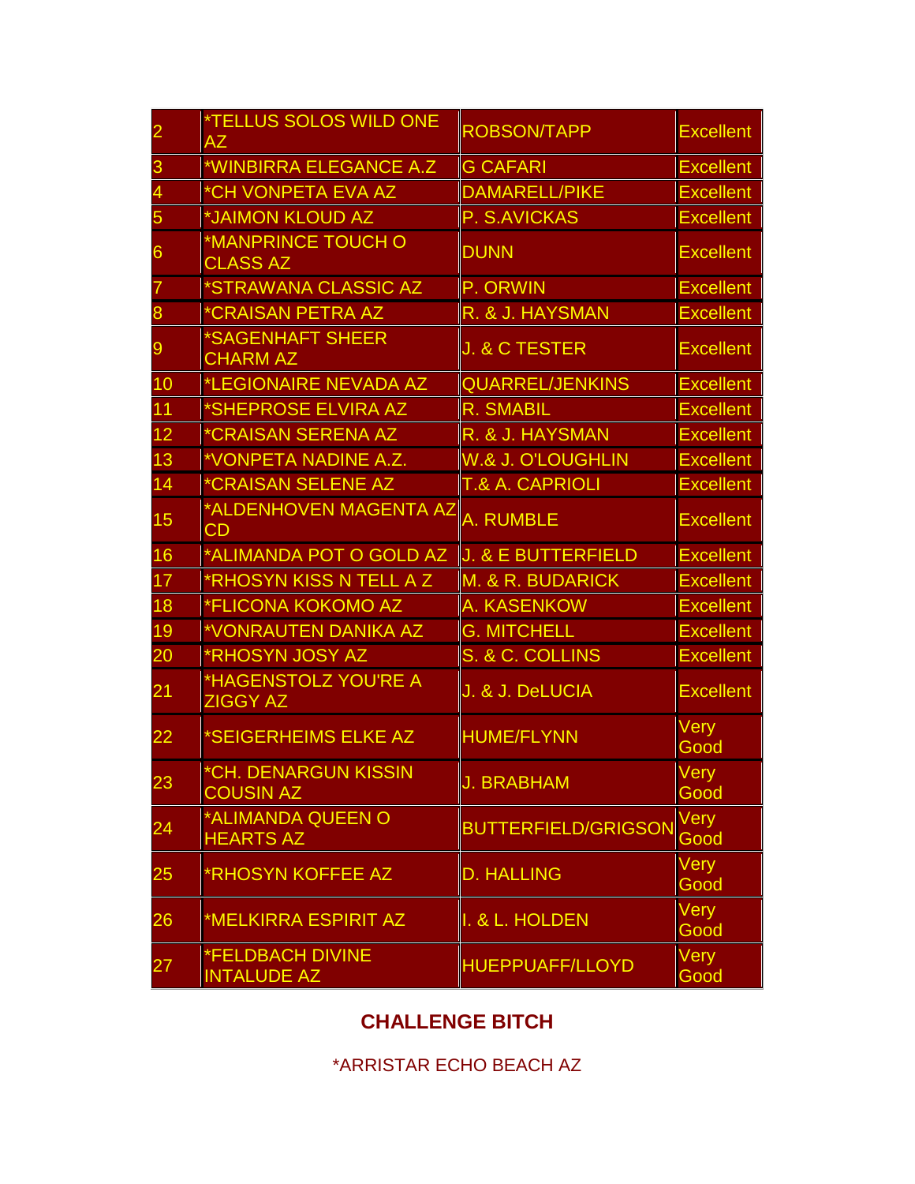| 2 | *TELLUS SOLOS WILD ONE AZ | ROBSON/TAPP | Excellent |
|---|---|---|---|
| 3 | *WINBIRRA ELEGANCE A.Z | G CAFARI | Excellent |
| 4 | *CH VONPETA EVA AZ | DAMARELL/PIKE | Excellent |
| 5 | *JAIMON KLOUD AZ | P. S.AVICKAS | Excellent |
| 6 | *MANPRINCE TOUCH O CLASS AZ | DUNN | Excellent |
| 7 | *STRAWANA CLASSIC AZ | P. ORWIN | Excellent |
| 8 | *CRAISAN PETRA AZ | R. & J. HAYSMAN | Excellent |
| 9 | *SAGENHAFT SHEER CHARM AZ | J. & C TESTER | Excellent |
| 10 | *LEGIONAIRE NEVADA AZ | QUARREL/JENKINS | Excellent |
| 11 | *SHEPROSE ELVIRA AZ | R. SMABIL | Excellent |
| 12 | *CRAISAN SERENA AZ | R. & J. HAYSMAN | Excellent |
| 13 | *VONPETA NADINE A.Z. | W.& J. O'LOUGHLIN | Excellent |
| 14 | *CRAISAN SELENE AZ | T.& A. CAPRIOLI | Excellent |
| 15 | *ALDENHOVEN MAGENTA AZ CD | A. RUMBLE | Excellent |
| 16 | *ALIMANDA POT O GOLD AZ | J. & E BUTTERFIELD | Excellent |
| 17 | *RHOSYN KISS N TELL A Z | M. & R. BUDARICK | Excellent |
| 18 | *FLICONA KOKOMO AZ | A. KASENKOW | Excellent |
| 19 | *VONRAUTEN DANIKA AZ | G. MITCHELL | Excellent |
| 20 | *RHOSYN JOSY AZ | S. & C. COLLINS | Excellent |
| 21 | *HAGENSTOLZ YOU'RE A ZIGGY AZ | J. & J. DeLUCIA | Excellent |
| 22 | *SEIGERHEIMS ELKE AZ | HUME/FLYNN | Very Good |
| 23 | *CH. DENARGUN KISSIN COUSIN AZ | J. BRABHAM | Very Good |
| 24 | *ALIMANDA QUEEN O HEARTS AZ | BUTTERFIELD/GRIGSON | Very Good |
| 25 | *RHOSYN KOFFEE AZ | D. HALLING | Very Good |
| 26 | *MELKIRRA ESPIRIT AZ | I. & L. HOLDEN | Very Good |
| 27 | *FELDBACH DIVINE INTALUDE AZ | HUEPPUAFF/LLOYD | Very Good |

## CHALLENGE BITCH

*ARRISTAR ECHO BEACH AZ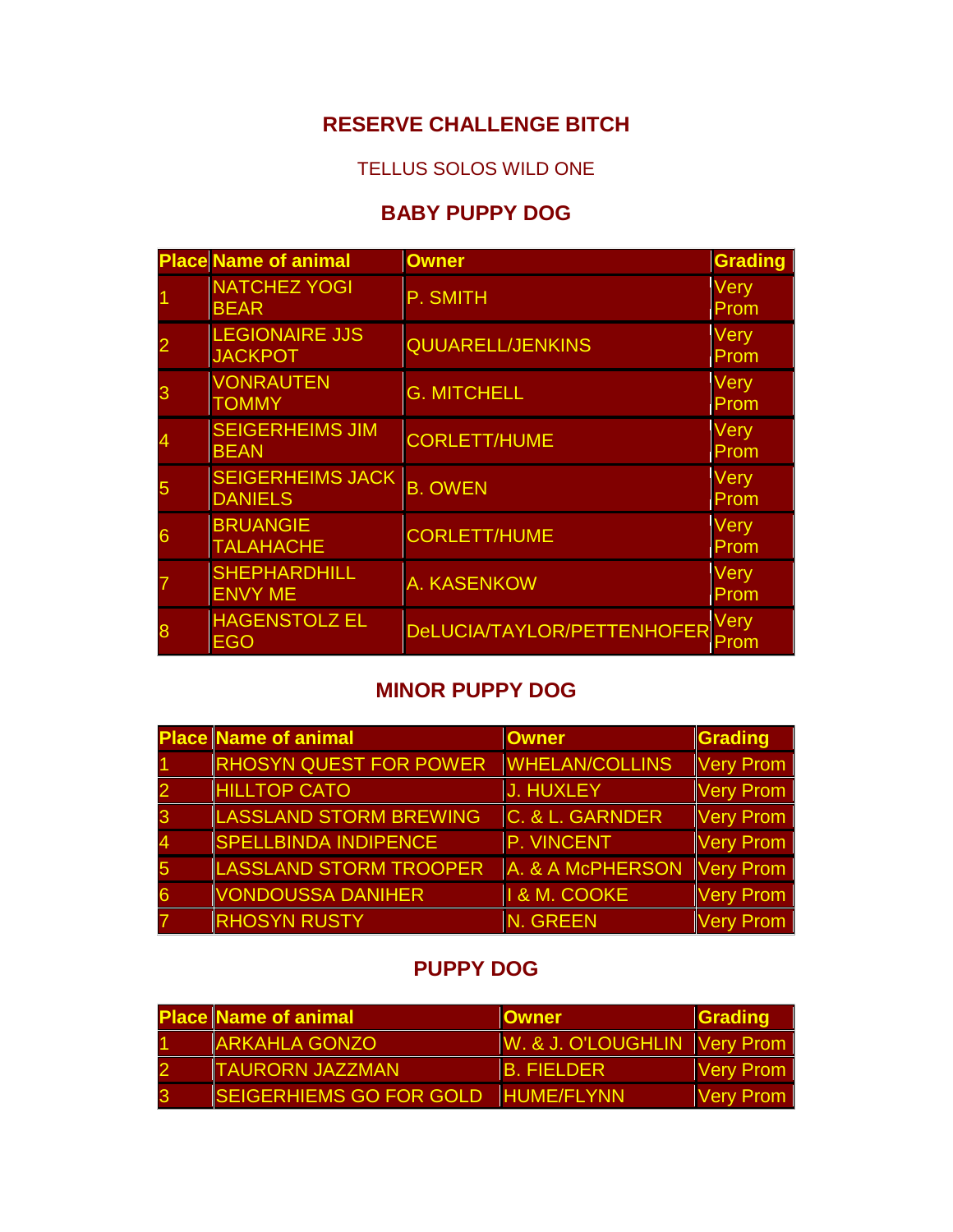## RESERVE CHALLENGE BITCH

TELLUS SOLOS WILD ONE

## BABY PUPPY DOG

| Place | Name of animal | Owner | Grading |
|---|---|---|---|
| 1 | NATCHEZ YOGI BEAR | P. SMITH | Very Prom |
| 2 | LEGIONAIRE JJS JACKPOT | QUUARELL/JENKINS | Very Prom |
| 3 | VONRAUTEN TOMMY | G. MITCHELL | Very Prom |
| 4 | SEIGERHEIMS JIM BEAN | CORLETT/HUME | Very Prom |
| 5 | SEIGERHEIMS JACK DANIELS | B. OWEN | Very Prom |
| 6 | BRUANGIE TALAHACHE | CORLETT/HUME | Very Prom |
| 7 | SHEPHARDHILL ENVY ME | A. KASENKOW | Very Prom |
| 8 | HAGENSTOLZ EL EGO | DeLUCIA/TAYLOR/PETTENHOFER | Very Prom |

## MINOR PUPPY DOG

| Place | Name of animal | Owner | Grading |
|---|---|---|---|
| 1 | RHOSYN QUEST FOR POWER | WHELAN/COLLINS | Very Prom |
| 2 | HILLTOP CATO | J. HUXLEY | Very Prom |
| 3 | LASSLAND STORM BREWING | C. & L. GARNDER | Very Prom |
| 4 | SPELLBINDA INDIPENCE | P. VINCENT | Very Prom |
| 5 | LASSLAND STORM TROOPER | A. & A McPHERSON | Very Prom |
| 6 | VONDOUSSA DANIHER | I & M. COOKE | Very Prom |
| 7 | RHOSYN RUSTY | N. GREEN | Very Prom |

## PUPPY DOG

| Place | Name of animal | Owner | Grading |
|---|---|---|---|
| 1 | ARKAHLA GONZO | W. & J. O'LOUGHLIN | Very Prom |
| 2 | TAURORN JAZZMAN | B. FIELDER | Very Prom |
| 3 | SEIGERHIEMS GO FOR GOLD | HUME/FLYNN | Very Prom |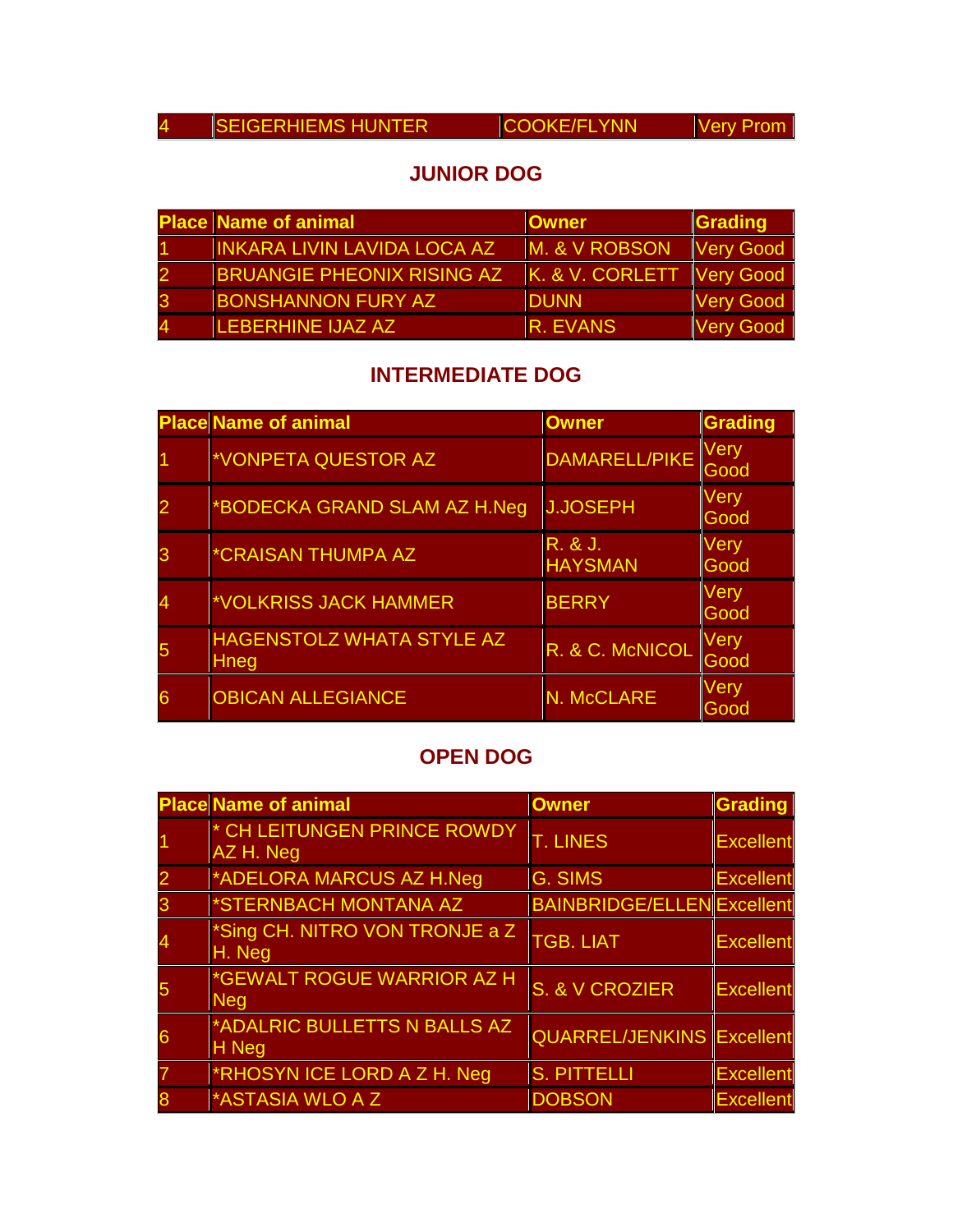| | | | |
|---|---|---|---|
| 4 | SEIGERHIEMS HUNTER | COOKE/FLYNN | Very Prom |

## JUNIOR DOG

| Place | Name of animal | Owner | Grading |
|---|---|---|---|
| 1 | INKARA LIVIN LAVIDA LOCA AZ | M. & V ROBSON | Very Good |
| 2 | BRUANGIE PHEONIX RISING AZ | K. & V. CORLETT | Very Good |
| 3 | BONSHANNON FURY AZ | DUNN | Very Good |
| 4 | LEBERHINE IJAZ AZ | R. EVANS | Very Good |

## INTERMEDIATE DOG

| Place | Name of animal | Owner | Grading |
|---|---|---|---|
| 1 | *VONPETA QUESTOR AZ | DAMARELL/PIKE | Very Good |
| 2 | *BODECKA GRAND SLAM AZ H.Neg | J.JOSEPH | Very Good |
| 3 | *CRAISAN THUMPA AZ | R. & J. HAYSMAN | Very Good |
| 4 | *VOLKRISS JACK HAMMER | BERRY | Very Good |
| 5 | HAGENSTOLZ WHATA STYLE AZ Hneg | R. & C. McNICOL | Very Good |
| 6 | OBICAN ALLEGIANCE | N. McCLARE | Very Good |

## OPEN DOG

| Place | Name of animal | Owner | Grading |
|---|---|---|---|
| 1 | * CH LEITUNGEN PRINCE ROWDY AZ H. Neg | T. LINES | Excellent |
| 2 | *ADELORA MARCUS AZ H.Neg | G. SIMS | Excellent |
| 3 | *STERNBACH MONTANA AZ | BAINBRIDGE/ELLEN | Excellent |
| 4 | *Sing CH. NITRO VON TRONJE a Z H. Neg | TGB. LIAT | Excellent |
| 5 | *GEWALT ROGUE WARRIOR AZ H Neg | S. & V CROZIER | Excellent |
| 6 | *ADALRIC BULLETTS N BALLS AZ H Neg | QUARREL/JENKINS | Excellent |
| 7 | *RHOSYN ICE LORD A Z H. Neg | S. PITTELLI | Excellent |
| 8 | *ASTASIA WLO A Z | DOBSON | Excellent |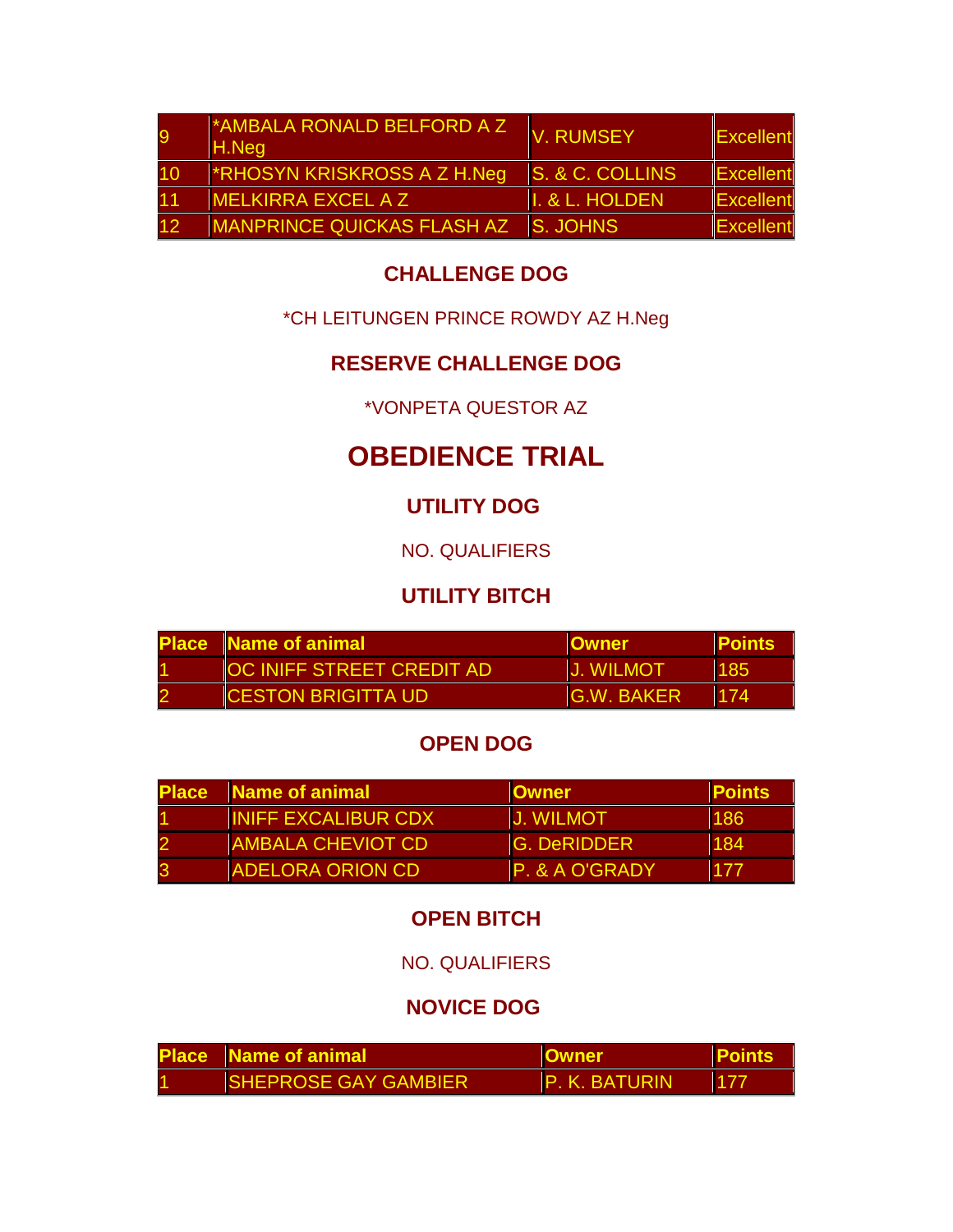| | | | |
|---|---|---|---|
| 9 | *AMBALA RONALD BELFORD A Z H.Neg | V. RUMSEY | Excellent |
| 10 | *RHOSYN KRISKROSS A Z H.Neg | S. & C. COLLINS | Excellent |
| 11 | MELKIRRA EXCEL A Z | I. & L. HOLDEN | Excellent |
| 12 | MANPRINCE QUICKAS FLASH AZ | S. JOHNS | Excellent |

### CHALLENGE DOG

*CH LEITUNGEN PRINCE ROWDY AZ H.Neg

### RESERVE CHALLENGE DOG

*VONPETA QUESTOR AZ

## OBEDIENCE TRIAL

### UTILITY DOG

NO. QUALIFIERS

### UTILITY BITCH

| Place | Name of animal | Owner | Points |
|---|---|---|---|
| 1 | OC INIFF STREET CREDIT AD | J. WILMOT | 185 |
| 2 | CESTON BRIGITTA UD | G.W. BAKER | 174 |

### OPEN DOG

| Place | Name of animal | Owner | Points |
|---|---|---|---|
| 1 | INIFF EXCALIBUR CDX | J. WILMOT | 186 |
| 2 | AMBALA CHEVIOT CD | G. DeRIDDER | 184 |
| 3 | ADELORA ORION CD | P. & A O'GRADY | 177 |

### OPEN BITCH

NO. QUALIFIERS

### NOVICE DOG

| Place | Name of animal | Owner | Points |
|---|---|---|---|
| 1 | SHEPROSE GAY GAMBIER | P. K. BATURIN | 177 |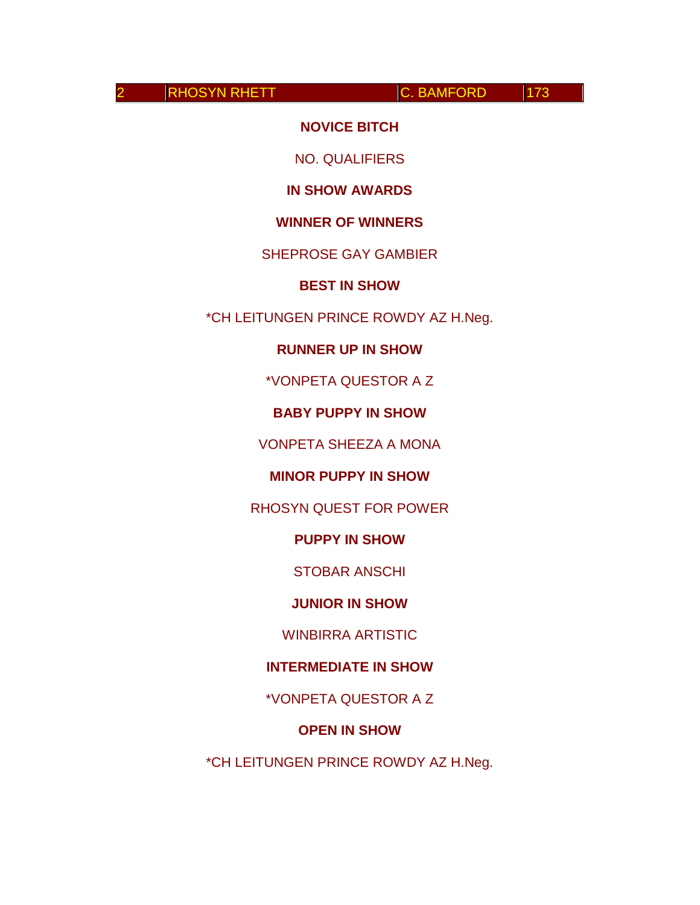| | | | |
|---|---|---|---|
| 2 | RHOSYN RHETT | C. BAMFORD | 173 |

**NOVICE BITCH**

NO. QUALIFIERS

**IN SHOW AWARDS**

**WINNER OF WINNERS**

SHEPROSE GAY GAMBIER

**BEST IN SHOW**

*CH LEITUNGEN PRINCE ROWDY AZ H.Neg.

**RUNNER UP IN SHOW**

*VONPETA QUESTOR A Z

**BABY PUPPY IN SHOW**

VONPETA SHEEZA A MONA

**MINOR PUPPY IN SHOW**

RHOSYN QUEST FOR POWER

**PUPPY IN SHOW**

STOBAR ANSCHI

**JUNIOR IN SHOW**

WINBIRRA ARTISTIC

**INTERMEDIATE IN SHOW**

*VONPETA QUESTOR A Z

**OPEN IN SHOW**

*CH LEITUNGEN PRINCE ROWDY AZ H.Neg.